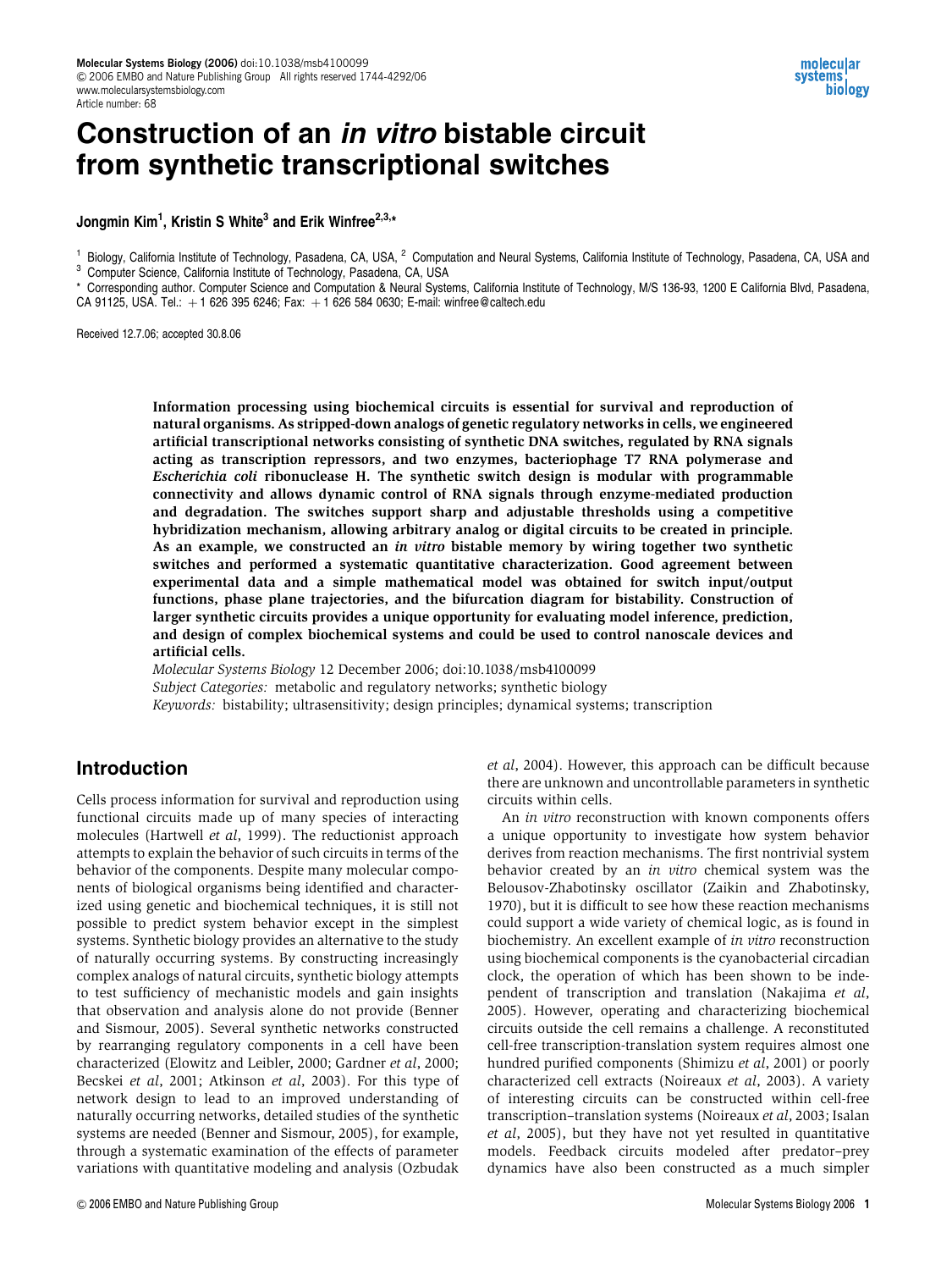# Construction of an *in vitro* bistable circuit from synthetic transcriptional switches

**Jongmin Kim[1], Kristin S White[3] and Erik Winfree[2,3,*]**

[1] Biology, California Institute of Technology, Pasadena, CA, USA, [2] Computation and Neural Systems, California Institute of Technology, Pasadena, CA, USA and [3] Computer Science, California Institute of Technology, Pasadena, CA, USA

\* Corresponding author. Computer Science and Computation & Neural Systems, California Institute of Technology, M/S 136-93, 1200 E California Blvd, Pasadena, CA 91125, USA. Tel.: +1 626 395 6246; Fax: +1 626 584 0630; E-mail: winfree@caltech.edu

Received 12.7.06; accepted 30.8.06

**Information processing using biochemical circuits is essential for survival and reproduction of natural organisms. As stripped-down analogs of genetic regulatory networks in cells, we engineered artificial transcriptional networks consisting of synthetic DNA switches, regulated by RNA signals acting as transcription repressors, and two enzymes, bacteriophage T7 RNA polymerase and *Escherichia coli* ribonuclease H. The synthetic switch design is modular with programmable connectivity and allows dynamic control of RNA signals through enzyme-mediated production and degradation. The switches support sharp and adjustable thresholds using a competitive hybridization mechanism, allowing arbitrary analog or digital circuits to be created in principle. As an example, we constructed an *in vitro* bistable memory by wiring together two synthetic switches and performed a systematic quantitative characterization. Good agreement between experimental data and a simple mathematical model was obtained for switch input/output functions, phase plane trajectories, and the bifurcation diagram for bistability. Construction of larger synthetic circuits provides a unique opportunity for evaluating model inference, prediction, and design of complex biochemical systems and could be used to control nanoscale devices and artificial cells.**

*Molecular Systems Biology* 12 December 2006; doi:10.1038/msb4100099

*Subject Categories:* metabolic and regulatory networks; synthetic biology

*Keywords:* bistability; ultrasensitivity; design principles; dynamical systems; transcription

## Introduction

Cells process information for survival and reproduction using functional circuits made up of many species of interacting molecules (Hartwell *et al*, 1999). The reductionist approach attempts to explain the behavior of such circuits in terms of the behavior of the components. Despite many molecular components of biological organisms being identified and characterized using genetic and biochemical techniques, it is still not possible to predict system behavior except in the simplest systems. Synthetic biology provides an alternative to the study of naturally occurring systems. By constructing increasingly complex analogs of natural circuits, synthetic biology attempts to test sufficiency of mechanistic models and gain insights that observation and analysis alone do not provide (Benner and Sismour, 2005). Several synthetic networks constructed by rearranging regulatory components in a cell have been characterized (Elowitz and Leibler, 2000; Gardner *et al*, 2000; Becskei *et al*, 2001; Atkinson *et al*, 2003). For this type of network design to lead to an improved understanding of naturally occurring networks, detailed studies of the synthetic systems are needed (Benner and Sismour, 2005), for example, through a systematic examination of the effects of parameter variations with quantitative modeling and analysis (Ozbudak *et al*, 2004). However, this approach can be difficult because there are unknown and uncontrollable parameters in synthetic circuits within cells.

An *in vitro* reconstruction with known components offers a unique opportunity to investigate how system behavior derives from reaction mechanisms. The first nontrivial system behavior created by an *in vitro* chemical system was the Belousov-Zhabotinsky oscillator (Zaikin and Zhabotinsky, 1970), but it is difficult to see how these reaction mechanisms could support a wide variety of chemical logic, as is found in biochemistry. An excellent example of *in vitro* reconstruction using biochemical components is the cyanobacterial circadian clock, the operation of which has been shown to be independent of transcription and translation (Nakajima *et al*, 2005). However, operating and characterizing biochemical circuits outside the cell remains a challenge. A reconstituted cell-free transcription-translation system requires almost one hundred purified components (Shimizu *et al*, 2001) or poorly characterized cell extracts (Noireaux *et al*, 2003). A variety of interesting circuits can be constructed within cell-free transcription–translation systems (Noireaux *et al*, 2003; Isalan *et al*, 2005), but they have not yet resulted in quantitative models. Feedback circuits modeled after predator–prey dynamics have also been constructed as a much simpler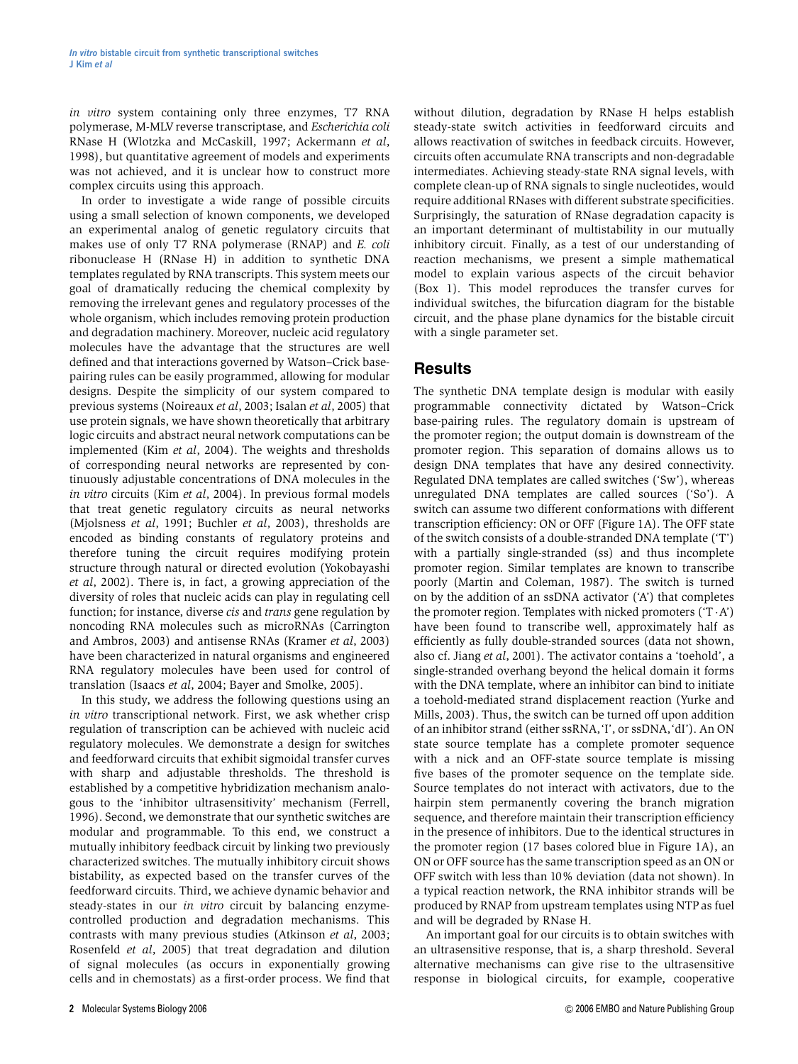*in vitro* system containing only three enzymes, T7 RNA polymerase, M-MLV reverse transcriptase, and *Escherichia coli* RNase H (Wlotzka and McCaskill, 1997; Ackermann *et al*, 1998), but quantitative agreement of models and experiments was not achieved, and it is unclear how to construct more complex circuits using this approach.

In order to investigate a wide range of possible circuits using a small selection of known components, we developed an experimental analog of genetic regulatory circuits that makes use of only T7 RNA polymerase (RNAP) and *E. coli* ribonuclease H (RNase H) in addition to synthetic DNA templates regulated by RNA transcripts. This system meets our goal of dramatically reducing the chemical complexity by removing the irrelevant genes and regulatory processes of the whole organism, which includes removing protein production and degradation machinery. Moreover, nucleic acid regulatory molecules have the advantage that the structures are well defined and that interactions governed by Watson–Crick base-pairing rules can be easily programmed, allowing for modular designs. Despite the simplicity of our system compared to previous systems (Noireaux *et al*, 2003; Isalan *et al*, 2005) that use protein signals, we have shown theoretically that arbitrary logic circuits and abstract neural network computations can be implemented (Kim *et al*, 2004). The weights and thresholds of corresponding neural networks are represented by continuously adjustable concentrations of DNA molecules in the *in vitro* circuits (Kim *et al*, 2004). In previous formal models that treat genetic regulatory circuits as neural networks (Mjolsness *et al*, 1991; Buchler *et al*, 2003), thresholds are encoded as binding constants of regulatory proteins and therefore tuning the circuit requires modifying protein structure through natural or directed evolution (Yokobayashi *et al*, 2002). There is, in fact, a growing appreciation of the diversity of roles that nucleic acids can play in regulating cell function; for instance, diverse *cis* and *trans* gene regulation by noncoding RNA molecules such as microRNAs (Carrington and Ambros, 2003) and antisense RNAs (Kramer *et al*, 2003) have been characterized in natural organisms and engineered RNA regulatory molecules have been used for control of translation (Isaacs *et al*, 2004; Bayer and Smolke, 2005).

In this study, we address the following questions using an *in vitro* transcriptional network. First, we ask whether crisp regulation of transcription can be achieved with nucleic acid regulatory molecules. We demonstrate a design for switches and feedforward circuits that exhibit sigmoidal transfer curves with sharp and adjustable thresholds. The threshold is established by a competitive hybridization mechanism analogous to the 'inhibitor ultrasensitivity' mechanism (Ferrell, 1996). Second, we demonstrate that our synthetic switches are modular and programmable. To this end, we construct a mutually inhibitory feedback circuit by linking two previously characterized switches. The mutually inhibitory circuit shows bistability, as expected based on the transfer curves of the feedforward circuits. Third, we achieve dynamic behavior and steady-states in our *in vitro* circuit by balancing enzyme-controlled production and degradation mechanisms. This contrasts with many previous studies (Atkinson *et al*, 2003; Rosenfeld *et al*, 2005) that treat degradation and dilution of signal molecules (as occurs in exponentially growing cells and in chemostats) as a first-order process. We find that without dilution, degradation by RNase H helps establish steady-state switch activities in feedforward circuits and allows reactivation of switches in feedback circuits. However, circuits often accumulate RNA transcripts and non-degradable intermediates. Achieving steady-state RNA signal levels, with complete clean-up of RNA signals to single nucleotides, would require additional RNases with different substrate specificities. Surprisingly, the saturation of RNase degradation capacity is an important determinant of multistability in our mutually inhibitory circuit. Finally, as a test of our understanding of reaction mechanisms, we present a simple mathematical model to explain various aspects of the circuit behavior (Box 1). This model reproduces the transfer curves for individual switches, the bifurcation diagram for the bistable circuit, and the phase plane dynamics for the bistable circuit with a single parameter set.

## Results

The synthetic DNA template design is modular with easily programmable connectivity dictated by Watson–Crick base-pairing rules. The regulatory domain is upstream of the promoter region; the output domain is downstream of the promoter region. This separation of domains allows us to design DNA templates that have any desired connectivity. Regulated DNA templates are called switches ('Sw'), whereas unregulated DNA templates are called sources ('So'). A switch can assume two different conformations with different transcription efficiency: ON or OFF (Figure 1A). The OFF state of the switch consists of a double-stranded DNA template ('T') with a partially single-stranded (ss) and thus incomplete promoter region. Similar templates are known to transcribe poorly (Martin and Coleman, 1987). The switch is turned on by the addition of an ssDNA activator ('A') that completes the promoter region. Templates with nicked promoters ('T·A') have been found to transcribe well, approximately half as efficiently as fully double-stranded sources (data not shown, also cf. Jiang *et al*, 2001). The activator contains a 'toehold', a single-stranded overhang beyond the helical domain it forms with the DNA template, where an inhibitor can bind to initiate a toehold-mediated strand displacement reaction (Yurke and Mills, 2003). Thus, the switch can be turned off upon addition of an inhibitor strand (either ssRNA, 'I', or ssDNA, 'dI'). An ON state source template has a complete promoter sequence with a nick and an OFF-state source template is missing five bases of the promoter sequence on the template side. Source templates do not interact with activators, due to the hairpin stem permanently covering the branch migration sequence, and therefore maintain their transcription efficiency in the presence of inhibitors. Due to the identical structures in the promoter region (17 bases colored blue in Figure 1A), an ON or OFF source has the same transcription speed as an ON or OFF switch with less than 10% deviation (data not shown). In a typical reaction network, the RNA inhibitor strands will be produced by RNAP from upstream templates using NTP as fuel and will be degraded by RNase H.

An important goal for our circuits is to obtain switches with an ultrasensitive response, that is, a sharp threshold. Several alternative mechanisms can give rise to the ultrasensitive response in biological circuits, for example, cooperative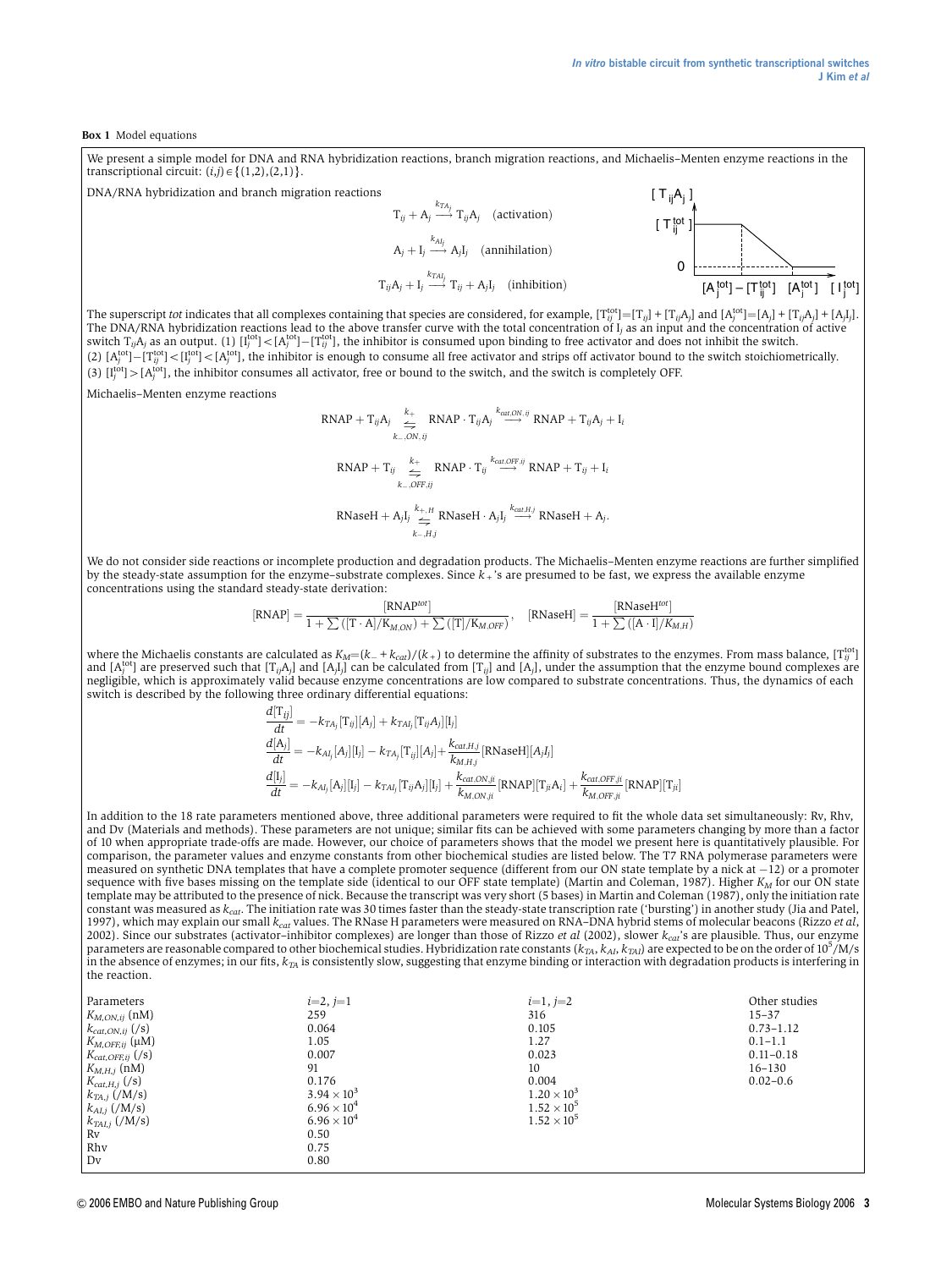**Box 1** Model equations

We present a simple model for DNA and RNA hybridization reactions, branch migration reactions, and Michaelis–Menten enzyme reactions in the transcriptional circuit: $(i,j) \in \{(1,2),(2,1)\}$.

DNA/RNA hybridization and branch migration reactions

$$\mathrm{T}_{ij} + \mathrm{A}_j \xrightarrow{k_{TA_j}} \mathrm{T}_{ij}\mathrm{A}_j \quad \text{(activation)}$$

$$\mathrm{A}_j + \mathrm{I}_j \xrightarrow{k_{AI_j}} \mathrm{A}_j\mathrm{I}_j \quad \text{(annihilation)}$$

$$\mathrm{T}_{ij}\mathrm{A}_j + \mathrm{I}_j \xrightarrow{k_{TAI_j}} \mathrm{T}_{ij} + \mathrm{A}_j\mathrm{I}_j \quad \text{(inhibition)}$$

The superscript *tot* indicates that all complexes containing that species are considered, for example, $[\mathrm{T}_{ij}^{\mathrm{tot}}]=[\mathrm{T}_{ij}]+[\mathrm{T}_{ij}\mathrm{A}_j]$ and $[\mathrm{A}_j^{\mathrm{tot}}]=[\mathrm{A}_j]+[\mathrm{T}_{ij}\mathrm{A}_j]+[\mathrm{A}_j\mathrm{I}_j]$. The DNA/RNA hybridization reactions lead to the above transfer curve with the total concentration of $\mathrm{I}_j$ as an input and the concentration of active switch $\mathrm{T}_{ij}\mathrm{A}_j$ as an output. (1) $[\mathrm{I}_j^{\mathrm{tot}}]<[\mathrm{A}_j^{\mathrm{tot}}]-[\mathrm{T}_{ij}^{\mathrm{tot}}]$, the inhibitor is consumed upon binding to free activator and does not inhibit the switch.
(2) $[\mathrm{A}_j^{\mathrm{tot}}]-[\mathrm{T}_{ij}^{\mathrm{tot}}]<[\mathrm{I}_j^{\mathrm{tot}}]<[\mathrm{A}_j^{\mathrm{tot}}]$, the inhibitor is enough to consume all free activator and strips off activator bound to the switch stoichiometrically.
(3) $[\mathrm{I}_j^{\mathrm{tot}}]>[\mathrm{A}_j^{\mathrm{tot}}]$, the inhibitor consumes all activator, free or bound to the switch, and the switch is completely OFF.

Michaelis–Menten enzyme reactions

$$\mathrm{RNAP} + \mathrm{T}_{ij}\mathrm{A}_j \underset{k_{-,ON,ij}}{\overset{k_+}{\rightleftharpoons}} \mathrm{RNAP}\cdot\mathrm{T}_{ij}\mathrm{A}_j \xrightarrow{k_{cat,ON,ij}} \mathrm{RNAP} + \mathrm{T}_{ij}\mathrm{A}_j + \mathrm{I}_i$$

$$\mathrm{RNAP} + \mathrm{T}_{ij} \underset{k_{-,OFF,ij}}{\overset{k_+}{\rightleftharpoons}} \mathrm{RNAP}\cdot\mathrm{T}_{ij} \xrightarrow{k_{cat,OFF,ij}} \mathrm{RNAP} + \mathrm{T}_{ij} + \mathrm{I}_i$$

$$\mathrm{RNaseH} + \mathrm{A}_j\mathrm{I}_j \underset{k_{-,H,j}}{\overset{k_{+,H}}{\rightleftharpoons}} \mathrm{RNaseH}\cdot\mathrm{A}_j\mathrm{I}_j \xrightarrow{k_{cat,H,j}} \mathrm{RNaseH} + \mathrm{A}_j.$$

We do not consider side reactions or incomplete production and degradation products. The Michaelis–Menten enzyme reactions are further simplified by the steady-state assumption for the enzyme–substrate complexes. Since $k_+$'s are presumed to be fast, we express the available enzyme concentrations using the standard steady-state derivation:

$$[\mathrm{RNAP}] = \frac{[\mathrm{RNAP}^{tot}]}{1+\sum([\mathrm{T}\cdot\mathrm{A}]/K_{M,ON}) + \sum([\mathrm{T}]/K_{M,OFF})}, \quad [\mathrm{RNaseH}] = \frac{[\mathrm{RNaseH}^{tot}]}{1+\sum([\mathrm{A}\cdot\mathrm{I}]/K_{M,H})}$$

where the Michaelis constants are calculated as $K_M=(k_- + k_{cat})/(k_+)$ to determine the affinity of substrates to the enzymes. From mass balance, $[\mathrm{T}_{ij}^{\mathrm{tot}}]$ and $[\mathrm{A}_j^{\mathrm{tot}}]$ are preserved such that $[\mathrm{T}_{ij}\mathrm{A}_j]$ and $[\mathrm{A}_j\mathrm{I}_j]$ can be calculated from $[\mathrm{T}_{ij}]$ and $[\mathrm{A}_j]$, under the assumption that the enzyme bound complexes are negligible, which is approximately valid because enzyme concentrations are low compared to substrate concentrations. Thus, the dynamics of each switch is described by the following three ordinary differential equations:

$$\frac{d[\mathrm{T}_{ij}]}{dt} = -k_{TA_j}[\mathrm{T}_{ij}][A_j] + k_{TAI_j}[\mathrm{T}_{ij}A_j][\mathrm{I}_j]$$

$$\frac{d[\mathrm{A}_j]}{dt} = -k_{AI_j}[A_j][\mathrm{I}_j] - k_{TA_j}[\mathrm{T}_{ij}][A_j] + \frac{k_{cat,H,j}}{k_{M,H,j}}[\mathrm{RNaseH}][A_jI_j]$$

$$\frac{d[\mathrm{I}_j]}{dt} = -k_{AI_j}[\mathrm{A}_j][\mathrm{I}_j] - k_{TAI_j}[\mathrm{T}_{ij}\mathrm{A}_j][\mathrm{I}_j] + \frac{k_{cat,ON,ji}}{k_{M,ON,ji}}[\mathrm{RNAP}][\mathrm{T}_{ji}\mathrm{A}_i] + \frac{k_{cat,OFF,ji}}{k_{M,OFF,ji}}[\mathrm{RNAP}][\mathrm{T}_{ji}]$$

In addition to the 18 rate parameters mentioned above, three additional parameters were required to fit the whole data set simultaneously: Rv, Rhv, and Dv (Materials and methods). These parameters are not unique; similar fits can be achieved with some parameters changing by more than a factor of 10 when appropriate trade-offs are made. However, our choice of parameters shows that the model we present here is quantitatively plausible. For comparison, the parameter values and enzyme constants from other biochemical studies are listed below. The T7 RNA polymerase parameters were measured on synthetic DNA templates that have a complete promoter sequence (different from our ON state template by a nick at −12) or a promoter sequence with five bases missing on the template side (identical to our OFF state template) (Martin and Coleman, 1987). Higher $K_M$ for our ON state template may be attributed to the presence of nick. Because the transcript was very short (5 bases) in Martin and Coleman (1987), only the initiation rate constant was measured as $k_{cat}$. The initiation rate was 30 times faster than the steady-state transcription rate ('bursting') in another study (Jia and Patel, 1997), which may explain our small $k_{cat}$ values. The RNase H parameters were measured on RNA–DNA hybrid stems of molecular beacons (Rizzo *et al*, 2002). Since our substrates (activator–inhibitor complexes) are longer than those of Rizzo *et al* (2002), slower $k_{cat}$'s are plausible. Thus, our enzyme parameters are reasonable compared to other biochemical studies. Hybridization rate constants ($k_{TA}$, $k_{AI}$, $k_{TAI}$) are expected to be on the order of $10^5$/M/s in the absence of enzymes; in our fits, $k_{TA}$ is consistently slow, suggesting that enzyme binding or interaction with degradation products is interfering in the reaction.

| Parameters | $i$=2, $j$=1 | $i$=1, $j$=2 | Other studies |
|---|---|---|---|
| $K_{M,ON,ij}$ (nM) | 259 | 316 | 15–37 |
| $k_{cat,ON,ij}$ (/s) | 0.064 | 0.105 | 0.73–1.12 |
| $K_{M,OFF,ij}$ (μM) | 1.05 | 1.27 | 0.1–1.1 |
| $K_{cat,OFF,ij}$ (/s) | 0.007 | 0.023 | 0.11–0.18 |
| $K_{M,H,j}$ (nM) | 91 | 10 | 16–130 |
| $K_{cat,H,j}$ (/s) | 0.176 | 0.004 | 0.02–0.6 |
| $k_{TA,j}$ (/M/s) | $3.94\times10^3$ | $1.20\times10^3$ | |
| $k_{AI,j}$ (/M/s) | $6.96\times10^4$ | $1.52\times10^5$ | |
| $k_{TAI,j}$ (/M/s) | $6.96\times10^4$ | $1.52\times10^5$ | |
| Rv | 0.50 | | |
| Rhv | 0.75 | | |
| Dv | 0.80 | | |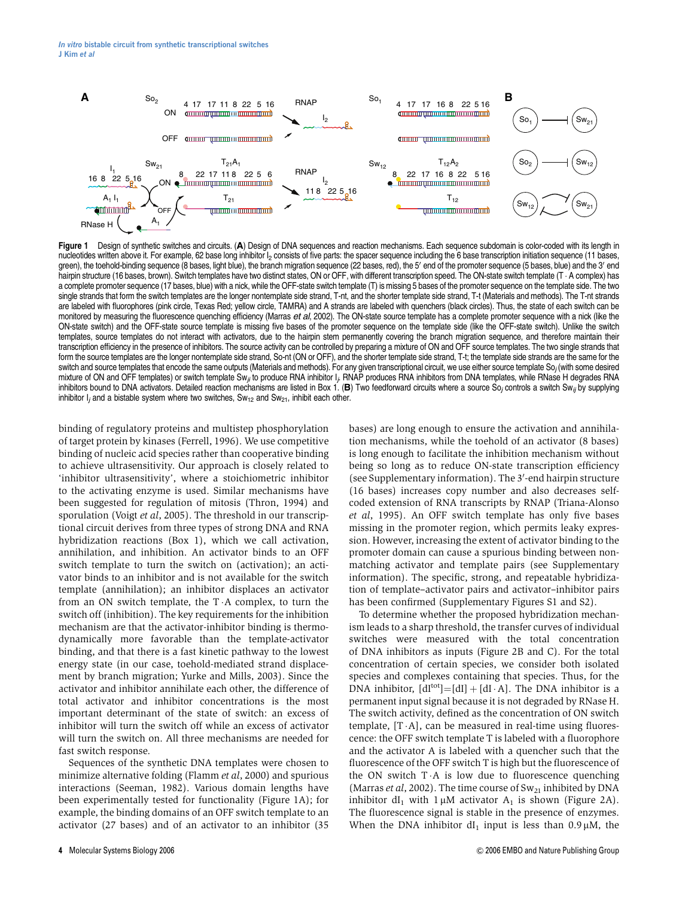**Figure 1** Design of synthetic switches and circuits. (**A**) Design of DNA sequences and reaction mechanisms. Each sequence subdomain is color-coded with its length in nucleotides written above it. For example, 62 base long inhibitor $I_2$ consists of five parts: the spacer sequence including the 6 base transcription initiation sequence (11 bases, green), the toehold-binding sequence (8 bases, light blue), the branch migration sequence (22 bases, red), the 5′ end of the promoter sequence (5 bases, blue) and the 3′ end hairpin structure (16 bases, brown). Switch templates have two distinct states, ON or OFF, with different transcription speed. The ON-state switch template (T · A complex) has a complete promoter sequence (17 bases, blue) with a nick, while the OFF-state switch template (T) is missing 5 bases of the promoter sequence on the template side. The two single strands that form the switch templates are the longer nontemplate side strand, T-nt, and the shorter template side strand, T-t (Materials and methods). The T-nt strands are labeled with fluorophores (pink circle, Texas Red; yellow circle, TAMRA) and A strands are labeled with quenchers (black circles). Thus, the state of each switch can be monitored by measuring the fluorescence quenching efficiency (Marras *et al*, 2002). The ON-state source template has a complete promoter sequence with a nick (like the ON-state switch) and the OFF-state source template is missing five bases of the promoter sequence on the template side (like the OFF-state switch). Unlike the switch templates, source templates do not interact with activators, due to the hairpin stem permanently covering the branch migration sequence, and therefore maintain their transcription efficiency in the presence of inhibitors. The source activity can be controlled by preparing a mixture of ON and OFF source templates. The two single strands that form the source templates are the longer nontemplate side strand, So-nt (ON or OFF), and the shorter template side strand, T-t; the template side strands are the same for the switch and source templates that encode the same outputs (Materials and methods). For any given transcriptional circuit, we use either source template $So_j$ (with some desired mixture of ON and OFF templates) or switch template $Sw_{ji}$ to produce RNA inhibitor $I_j$. RNAP produces RNA inhibitors from DNA templates, while RNase H degrades RNA inhibitors bound to DNA activators. Detailed reaction mechanisms are listed in Box 1. (**B**) Two feedforward circuits where a source $So_j$ controls a switch $Sw_{ij}$ by supplying inhibitor $I_j$ and a bistable system where two switches, $Sw_{12}$ and $Sw_{21}$, inhibit each other.

binding of regulatory proteins and multistep phosphorylation of target protein by kinases (Ferrell, 1996). We use competitive binding of nucleic acid species rather than cooperative binding to achieve ultrasensitivity. Our approach is closely related to 'inhibitor ultrasensitivity', where a stoichiometric inhibitor to the activating enzyme is used. Similar mechanisms have been suggested for regulation of mitosis (Thron, 1994) and sporulation (Voigt *et al*, 2005). The threshold in our transcriptional circuit derives from three types of strong DNA and RNA hybridization reactions (Box 1), which we call activation, annihilation, and inhibition. An activator binds to an OFF switch template to turn the switch on (activation); an activator binds to an inhibitor and is not available for the switch template (annihilation); an inhibitor displaces an activator from an ON switch template, the T·A complex, to turn the switch off (inhibition). The key requirements for the inhibition mechanism are that the activator-inhibitor binding is thermodynamically more favorable than the template-activator binding, and that there is a fast kinetic pathway to the lowest energy state (in our case, toehold-mediated strand displacement by branch migration; Yurke and Mills, 2003). Since the activator and inhibitor annihilate each other, the difference of total activator and inhibitor concentrations is the most important determinant of the state of switch: an excess of inhibitor will turn the switch off while an excess of activator will turn the switch on. All three mechanisms are needed for fast switch response.

Sequences of the synthetic DNA templates were chosen to minimize alternative folding (Flamm *et al*, 2000) and spurious interactions (Seeman, 1982). Various domain lengths have been experimentally tested for functionality (Figure 1A); for example, the binding domains of an OFF switch template to an activator (27 bases) and of an activator to an inhibitor (35 bases) are long enough to ensure the activation and annihilation mechanisms, while the toehold of an activator (8 bases) is long enough to facilitate the inhibition mechanism without being so long as to reduce ON-state transcription efficiency (see Supplementary information). The 3′-end hairpin structure (16 bases) increases copy number and also decreases self-coded extension of RNA transcripts by RNAP (Triana-Alonso *et al*, 1995). An OFF switch template has only five bases missing in the promoter region, which permits leaky expression. However, increasing the extent of activator binding to the promoter domain can cause a spurious binding between non-matching activator and template pairs (see Supplementary information). The specific, strong, and repeatable hybridization of template–activator pairs and activator–inhibitor pairs has been confirmed (Supplementary Figures S1 and S2).

To determine whether the proposed hybridization mechanism leads to a sharp threshold, the transfer curves of individual switches were measured with the total concentration of DNA inhibitors as inputs (Figure 2B and C). For the total concentration of certain species, we consider both isolated species and complexes containing that species. Thus, for the DNA inhibitor, $[dI^{tot}]=[dI]+[dI\cdot A]$. The DNA inhibitor is a permanent input signal because it is not degraded by RNase H. The switch activity, defined as the concentration of ON switch template, $[T\cdot A]$, can be measured in real-time using fluorescence: the OFF switch template T is labeled with a fluorophore and the activator A is labeled with a quencher such that the fluorescence of the OFF switch T is high but the fluorescence of the ON switch T·A is low due to fluorescence quenching (Marras *et al*, 2002). The time course of $Sw_{21}$ inhibited by DNA inhibitor $dI_1$ with 1 μM activator $A_1$ is shown (Figure 2A). The fluorescence signal is stable in the presence of enzymes. When the DNA inhibitor $dI_1$ input is less than 0.9 μM, the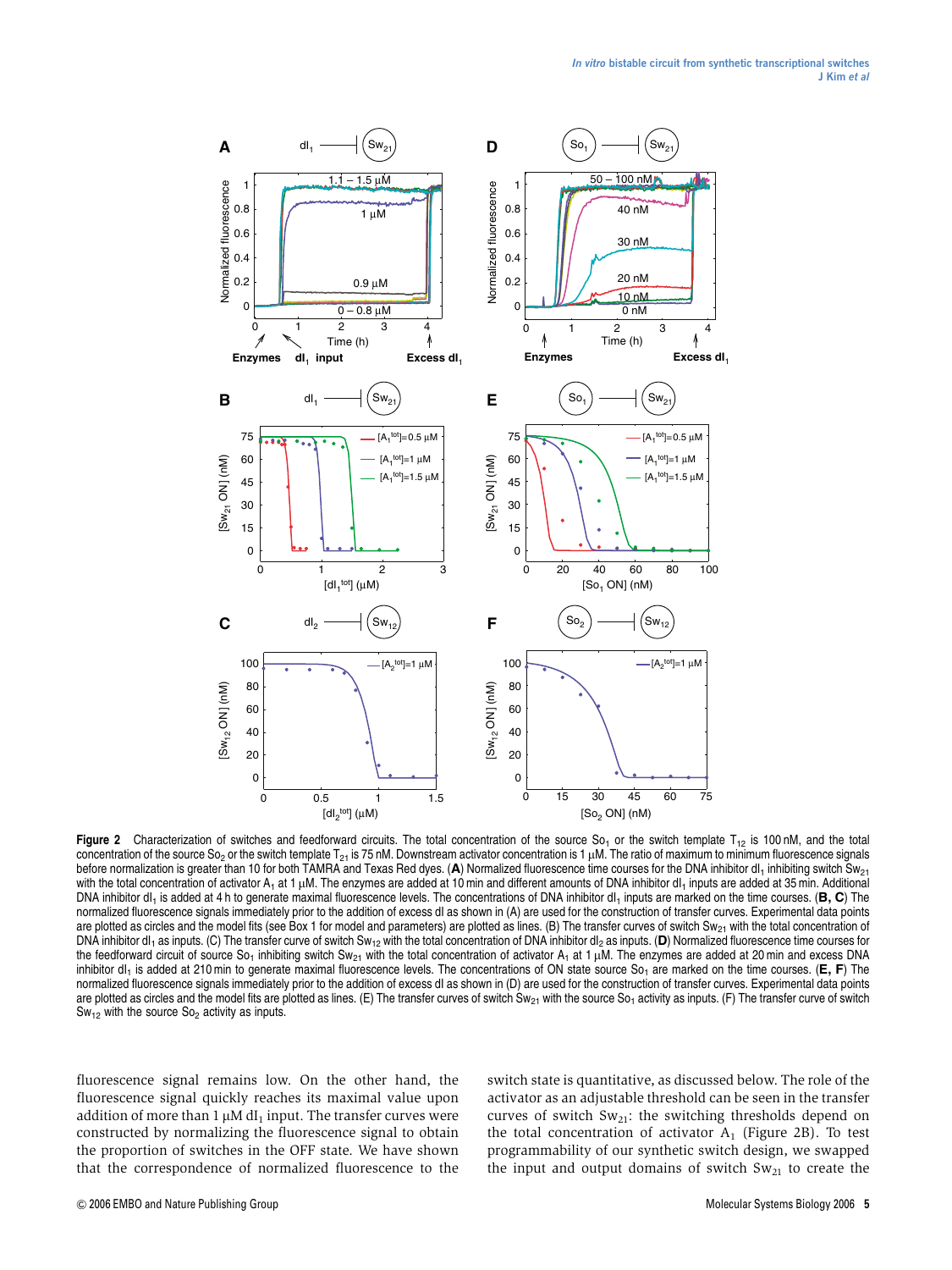**Figure 2** Characterization of switches and feedforward circuits. The total concentration of the source $So_1$ or the switch template $T_{12}$ is 100 nM, and the total concentration of the source $So_2$ or the switch template $T_{21}$ is 75 nM. Downstream activator concentration is 1 μM. The ratio of maximum to minimum fluorescence signals before normalization is greater than 10 for both TAMRA and Texas Red dyes. (**A**) Normalized fluorescence time courses for the DNA inhibitor $dI_1$ inhibiting switch $Sw_{21}$ with the total concentration of activator $A_1$ at 1 μM. The enzymes are added at 10 min and different amounts of DNA inhibitor $dI_1$ inputs are added at 35 min. Additional DNA inhibitor $dI_1$ is added at 4 h to generate maximal fluorescence levels. The concentrations of DNA inhibitor $dI_1$ inputs are marked on the time courses. (**B, C**) The normalized fluorescence signals immediately prior to the addition of excess dI as shown in (A) are used for the construction of transfer curves. Experimental data points are plotted as circles and the model fits (see Box 1 for model and parameters) are plotted as lines. (B) The transfer curves of switch $Sw_{21}$ with the total concentration of DNA inhibitor $dI_1$ as inputs. (C) The transfer curve of switch $Sw_{12}$ with the total concentration of DNA inhibitor $dI_2$ as inputs. (**D**) Normalized fluorescence time courses for the feedforward circuit of source $So_1$ inhibiting switch $Sw_{21}$ with the total concentration of activator $A_1$ at 1 μM. The enzymes are added at 20 min and excess DNA inhibitor $dI_1$ is added at 210 min to generate maximal fluorescence levels. The concentrations of ON state source $So_1$ are marked on the time courses. (**E, F**) The normalized fluorescence signals immediately prior to the addition of excess dI as shown in (D) are used for the construction of transfer curves. Experimental data points are plotted as circles and the model fits are plotted as lines. (E) The transfer curves of switch $Sw_{21}$ with the source $So_1$ activity as inputs. (F) The transfer curve of switch $Sw_{12}$ with the source $So_2$ activity as inputs.

fluorescence signal remains low. On the other hand, the fluorescence signal quickly reaches its maximal value upon addition of more than 1 μM $dI_1$ input. The transfer curves were constructed by normalizing the fluorescence signal to obtain the proportion of switches in the OFF state. We have shown that the correspondence of normalized fluorescence to the switch state is quantitative, as discussed below. The role of the activator as an adjustable threshold can be seen in the transfer curves of switch $Sw_{21}$: the switching thresholds depend on the total concentration of activator $A_1$ (Figure 2B). To test programmability of our synthetic switch design, we swapped the input and output domains of switch $Sw_{21}$ to create the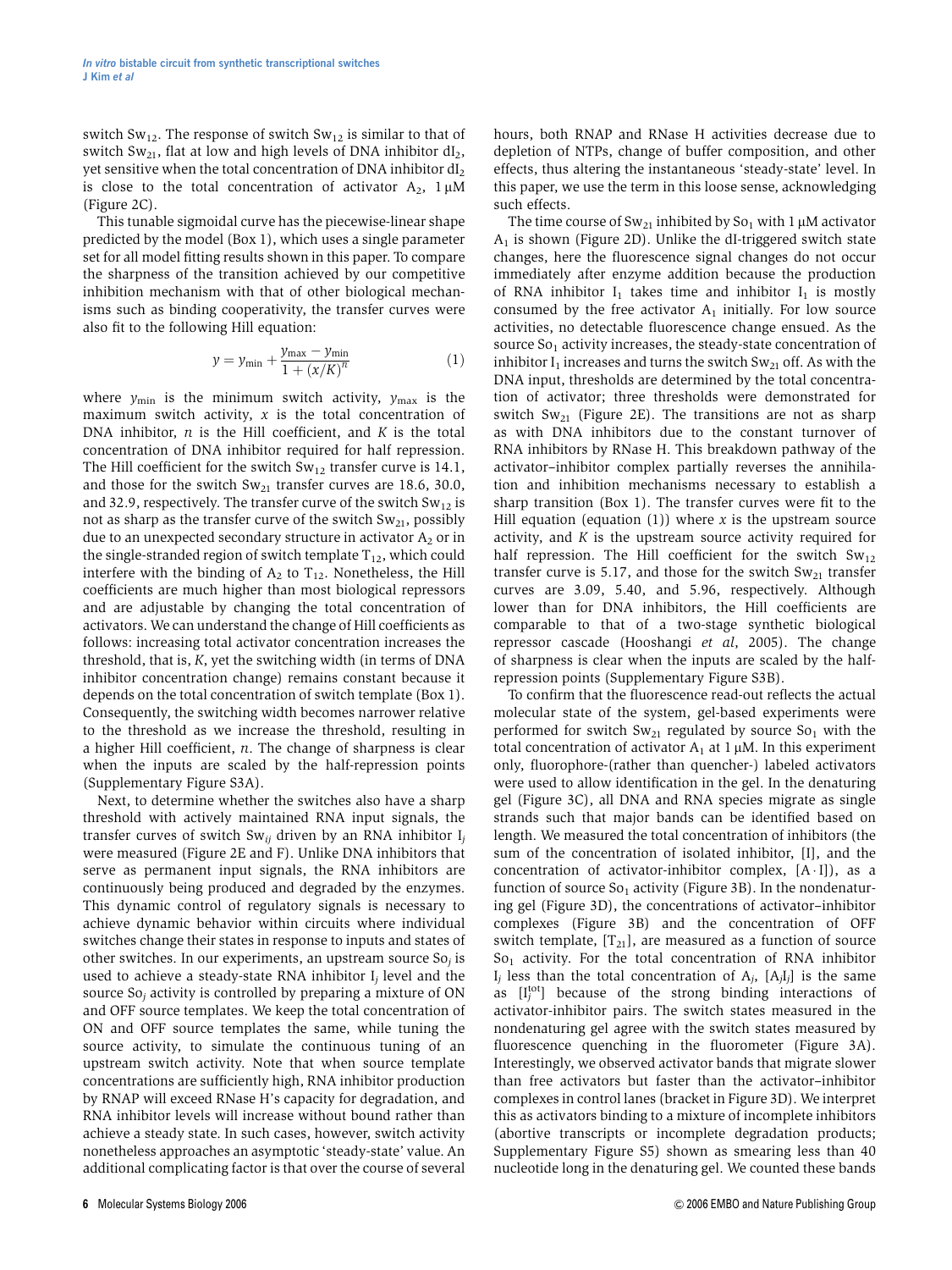switch $Sw_{12}$. The response of switch $Sw_{12}$ is similar to that of switch $Sw_{21}$, flat at low and high levels of DNA inhibitor $dI_2$, yet sensitive when the total concentration of DNA inhibitor $dI_2$ is close to the total concentration of activator $A_2$, 1 μM (Figure 2C).

This tunable sigmoidal curve has the piecewise-linear shape predicted by the model (Box 1), which uses a single parameter set for all model fitting results shown in this paper. To compare the sharpness of the transition achieved by our competitive inhibition mechanism with that of other biological mechanisms such as binding cooperativity, the transfer curves were also fit to the following Hill equation:

$$y = y_{\min} + \frac{y_{\max} - y_{\min}}{1 + (x/K)^n} \tag{1}$$

where $y_{\min}$ is the minimum switch activity, $y_{\max}$ is the maximum switch activity, $x$ is the total concentration of DNA inhibitor, $n$ is the Hill coefficient, and $K$ is the total concentration of DNA inhibitor required for half repression. The Hill coefficient for the switch $Sw_{12}$ transfer curve is 14.1, and those for the switch $Sw_{21}$ transfer curves are 18.6, 30.0, and 32.9, respectively. The transfer curve of the switch $Sw_{12}$ is not as sharp as the transfer curve of the switch $Sw_{21}$, possibly due to an unexpected secondary structure in activator $A_2$ or in the single-stranded region of switch template $T_{12}$, which could interfere with the binding of $A_2$ to $T_{12}$. Nonetheless, the Hill coefficients are much higher than most biological repressors and are adjustable by changing the total concentration of activators. We can understand the change of Hill coefficients as follows: increasing total activator concentration increases the threshold, that is, $K$, yet the switching width (in terms of DNA inhibitor concentration change) remains constant because it depends on the total concentration of switch template (Box 1). Consequently, the switching width becomes narrower relative to the threshold as we increase the threshold, resulting in a higher Hill coefficient, $n$. The change of sharpness is clear when the inputs are scaled by the half-repression points (Supplementary Figure S3A).

Next, to determine whether the switches also have a sharp threshold with actively maintained RNA input signals, the transfer curves of switch $Sw_{ij}$ driven by an RNA inhibitor $I_j$ were measured (Figure 2E and F). Unlike DNA inhibitors that serve as permanent input signals, the RNA inhibitors are continuously being produced and degraded by the enzymes. This dynamic control of regulatory signals is necessary to achieve dynamic behavior within circuits where individual switches change their states in response to inputs and states of other switches. In our experiments, an upstream source $So_j$ is used to achieve a steady-state RNA inhibitor $I_j$ level and the source $So_j$ activity is controlled by preparing a mixture of ON and OFF source templates. We keep the total concentration of ON and OFF source templates the same, while tuning the source activity, to simulate the continuous tuning of an upstream switch activity. Note that when source template concentrations are sufficiently high, RNA inhibitor production by RNAP will exceed RNase H's capacity for degradation, and RNA inhibitor levels will increase without bound rather than achieve a steady state. In such cases, however, switch activity nonetheless approaches an asymptotic 'steady-state' value. An additional complicating factor is that over the course of several hours, both RNAP and RNase H activities decrease due to depletion of NTPs, change of buffer composition, and other effects, thus altering the instantaneous 'steady-state' level. In this paper, we use the term in this loose sense, acknowledging such effects.

The time course of $Sw_{21}$ inhibited by $So_1$ with 1 μM activator $A_1$ is shown (Figure 2D). Unlike the dI-triggered switch state changes, here the fluorescence signal changes do not occur immediately after enzyme addition because the production of RNA inhibitor $I_1$ takes time and inhibitor $I_1$ is mostly consumed by the free activator $A_1$ initially. For low source activities, no detectable fluorescence change ensued. As the source $So_1$ activity increases, the steady-state concentration of inhibitor $I_1$ increases and turns the switch $Sw_{21}$ off. As with the DNA input, thresholds are determined by the total concentration of activator; three thresholds were demonstrated for switch $Sw_{21}$ (Figure 2E). The transitions are not as sharp as with DNA inhibitors due to the constant turnover of RNA inhibitors by RNase H. This breakdown pathway of the activator–inhibitor complex partially reverses the annihilation and inhibition mechanisms necessary to establish a sharp transition (Box 1). The transfer curves were fit to the Hill equation (equation (1)) where $x$ is the upstream source activity, and $K$ is the upstream source activity required for half repression. The Hill coefficient for the switch $Sw_{12}$ transfer curve is 5.17, and those for the switch $Sw_{21}$ transfer curves are 3.09, 5.40, and 5.96, respectively. Although lower than for DNA inhibitors, the Hill coefficients are comparable to that of a two-stage synthetic biological repressor cascade (Hooshangi *et al*, 2005). The change of sharpness is clear when the inputs are scaled by the half-repression points (Supplementary Figure S3B).

To confirm that the fluorescence read-out reflects the actual molecular state of the system, gel-based experiments were performed for switch $Sw_{21}$ regulated by source $So_1$ with the total concentration of activator $A_1$ at 1 μM. In this experiment only, fluorophore-(rather than quencher-) labeled activators were used to allow identification in the gel. In the denaturing gel (Figure 3C), all DNA and RNA species migrate as single strands such that major bands can be identified based on length. We measured the total concentration of inhibitors (the sum of the concentration of isolated inhibitor, [I], and the concentration of activator-inhibitor complex, $[A \cdot I]$), as a function of source $So_1$ activity (Figure 3B). In the nondenaturing gel (Figure 3D), the concentrations of activator–inhibitor complexes (Figure 3B) and the concentration of OFF switch template, $[T_{21}]$, are measured as a function of source $So_1$ activity. For the total concentration of RNA inhibitor $I_j$ less than the total concentration of $A_j$, $[A_jI_j]$ is the same as $[I_j^{tot}]$ because of the strong binding interactions of activator-inhibitor pairs. The switch states measured in the nondenaturing gel agree with the switch states measured by fluorescence quenching in the fluorometer (Figure 3A). Interestingly, we observed activator bands that migrate slower than free activators but faster than the activator–inhibitor complexes in control lanes (bracket in Figure 3D). We interpret this as activators binding to a mixture of incomplete inhibitors (abortive transcripts or incomplete degradation products; Supplementary Figure S5) shown as smearing less than 40 nucleotide long in the denaturing gel. We counted these bands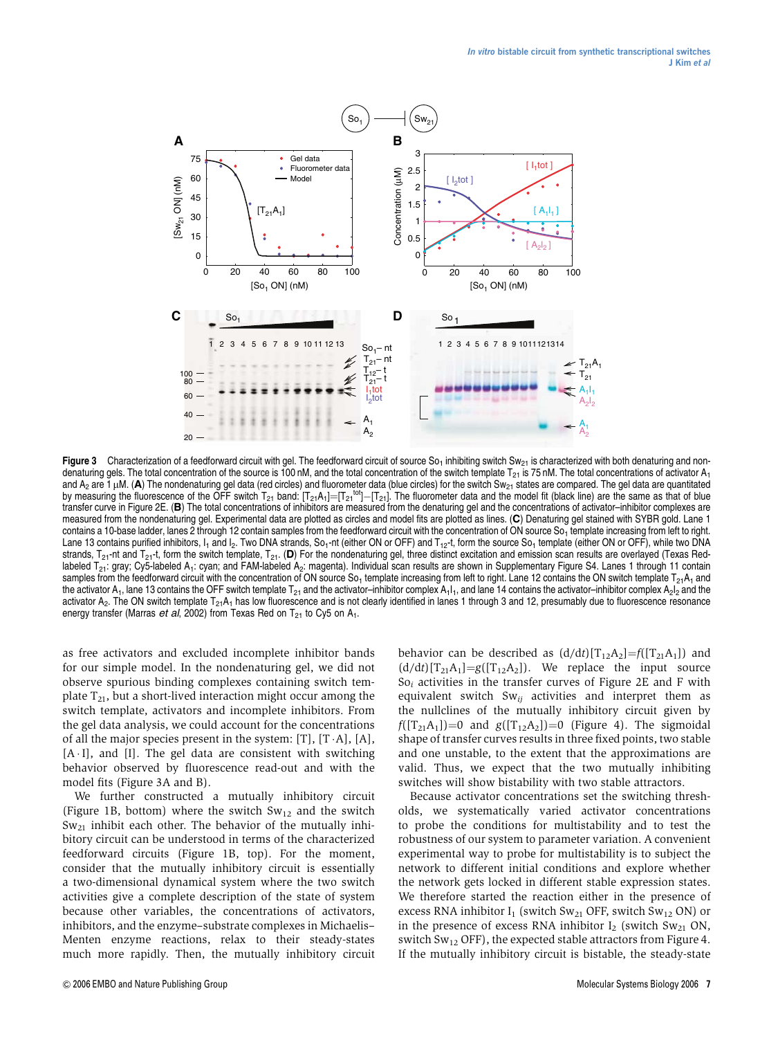**Figure 3** Characterization of a feedforward circuit with gel. The feedforward circuit of source $So_1$ inhibiting switch $Sw_{21}$ is characterized with both denaturing and non-denaturing gels. The total concentration of the source is 100 nM, and the total concentration of the switch template $T_{21}$ is 75 nM. The total concentrations of activator $A_1$ and $A_2$ are 1 μM. (**A**) The nondenaturing gel data (red circles) and fluorometer data (blue circles) for the switch $Sw_{21}$ states are compared. The gel data are quantitated by measuring the fluorescence of the OFF switch $T_{21}$ band: $[T_{21}A_1]=[T_{21}^{tot}]-[T_{21}]$. The fluorometer data and the model fit (black line) are the same as that of blue transfer curve in Figure 2E. (**B**) The total concentrations of inhibitors are measured from the denaturing gel and the concentrations of activator–inhibitor complexes are measured from the nondenaturing gel. Experimental data are plotted as circles and model fits are plotted as lines. (**C**) Denaturing gel stained with SYBR gold. Lane 1 contains a 10-base ladder, lanes 2 through 12 contain samples from the feedforward circuit with the concentration of ON source $So_1$ template increasing from left to right. Lane 13 contains purified inhibitors, $I_1$ and $I_2$. Two DNA strands, $So_1$-nt (either ON or OFF) and $T_{12}$-t, form the source $So_1$ template (either ON or OFF), while two DNA strands, $T_{21}$-nt and $T_{21}$-t, form the switch template, $T_{21}$. (**D**) For the nondenaturing gel, three distinct excitation and emission scan results are overlayed (Texas Red-labeled $T_{21}$: gray; Cy5-labeled $A_1$: cyan; and FAM-labeled $A_2$: magenta). Individual scan results are shown in Supplementary Figure S4. Lanes 1 through 11 contain samples from the feedforward circuit with the concentration of ON source $So_1$ template increasing from left to right. Lane 12 contains the ON switch template $T_{21}A_1$ and the activator $A_1$, lane 13 contains the OFF switch template $T_{21}$ and the activator–inhibitor complex $A_1I_1$, and lane 14 contains the activator–inhibitor complex $A_2I_2$ and the activator $A_2$. The ON switch template $T_{21}A_1$ has low fluorescence and is not clearly identified in lanes 1 through 3 and 12, presumably due to fluorescence resonance energy transfer (Marras *et al*, 2002) from Texas Red on $T_{21}$ to Cy5 on $A_1$.

as free activators and excluded incomplete inhibitor bands for our simple model. In the nondenaturing gel, we did not observe spurious binding complexes containing switch template $T_{21}$, but a short-lived interaction might occur among the switch template, activators and incomplete inhibitors. From the gel data analysis, we could account for the concentrations of all the major species present in the system: [T], [T·A], [A], [A·I], and [I]. The gel data are consistent with switching behavior observed by fluorescence read-out and with the model fits (Figure 3A and B).

We further constructed a mutually inhibitory circuit (Figure 1B, bottom) where the switch $Sw_{12}$ and the switch $Sw_{21}$ inhibit each other. The behavior of the mutually inhibitory circuit can be understood in terms of the characterized feedforward circuits (Figure 1B, top). For the moment, consider that the mutually inhibitory circuit is essentially a two-dimensional dynamical system where the two switch activities give a complete description of the state of system because other variables, the concentrations of activators, inhibitors, and the enzyme–substrate complexes in Michaelis–Menten enzyme reactions, relax to their steady-states much more rapidly. Then, the mutually inhibitory circuit behavior can be described as $(d/dt)[T_{12}A_2]=f([T_{21}A_1])$ and $(d/dt)[T_{21}A_1]=g([T_{12}A_2])$. We replace the input source $So_i$ activities in the transfer curves of Figure 2E and F with equivalent switch $Sw_{ij}$ activities and interpret them as the nullclines of the mutually inhibitory circuit given by $f([T_{21}A_1])=0$ and $g([T_{12}A_2])=0$ (Figure 4). The sigmoidal shape of transfer curves results in three fixed points, two stable and one unstable, to the extent that the approximations are valid. Thus, we expect that the two mutually inhibiting switches will show bistability with two stable attractors.

Because activator concentrations set the switching thresholds, we systematically varied activator concentrations to probe the conditions for multistability and to test the robustness of our system to parameter variation. A convenient experimental way to probe for multistability is to subject the network to different initial conditions and explore whether the network gets locked in different stable expression states. We therefore started the reaction either in the presence of excess RNA inhibitor $I_1$ (switch $Sw_{21}$ OFF, switch $Sw_{12}$ ON) or in the presence of excess RNA inhibitor $I_2$ (switch $Sw_{21}$ ON, switch $Sw_{12}$ OFF), the expected stable attractors from Figure 4. If the mutually inhibitory circuit is bistable, the steady-state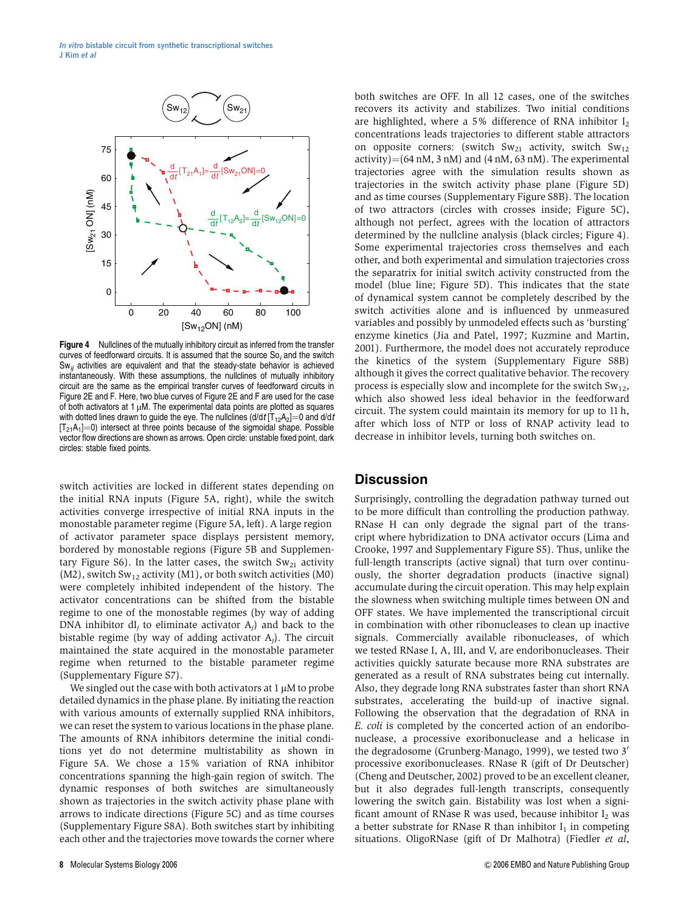**Figure 4** Nullclines of the mutually inhibitory circuit as inferred from the transfer curves of feedforward circuits. It is assumed that the source $So_j$ and the switch $Sw_{ij}$ activities are equivalent and that the steady-state behavior is achieved instantaneously. With these assumptions, the nullclines of mutually inhibitory circuit are the same as the empirical transfer curves of feedforward circuits in Figure 2E and F. Here, two blue curves of Figure 2E and F are used for the case of both activators at 1 μM. The experimental data points are plotted as squares with dotted lines drawn to guide the eye. The nullclines ($d/dt\,[T_{12}A_2]=0$ and $d/dt\,[T_{21}A_1]=0$) intersect at three points because of the sigmoidal shape. Possible vector flow directions are shown as arrows. Open circle: unstable fixed point, dark circles: stable fixed points.

switch activities are locked in different states depending on the initial RNA inputs (Figure 5A, right), while the switch activities converge irrespective of initial RNA inputs in the monostable parameter regime (Figure 5A, left). A large region of activator parameter space displays persistent memory, bordered by monostable regions (Figure 5B and Supplementary Figure S6). In the latter cases, the switch $Sw_{21}$ activity (M2), switch $Sw_{12}$ activity (M1), or both switch activities (M0) were completely inhibited independent of the history. The activator concentrations can be shifted from the bistable regime to one of the monostable regimes (by way of adding DNA inhibitor $dI_j$ to eliminate activator $A_j$) and back to the bistable regime (by way of adding activator $A_j$). The circuit maintained the state acquired in the monostable parameter regime when returned to the bistable parameter regime (Supplementary Figure S7).

We singled out the case with both activators at 1 μM to probe detailed dynamics in the phase plane. By initiating the reaction with various amounts of externally supplied RNA inhibitors, we can reset the system to various locations in the phase plane. The amounts of RNA inhibitors determine the initial conditions yet do not determine multistability as shown in Figure 5A. We chose a 15% variation of RNA inhibitor concentrations spanning the high-gain region of switch. The dynamic responses of both switches are simultaneously shown as trajectories in the switch activity phase plane with arrows to indicate directions (Figure 5C) and as time courses (Supplementary Figure S8A). Both switches start by inhibiting each other and the trajectories move towards the corner where both switches are OFF. In all 12 cases, one of the switches recovers its activity and stabilizes. Two initial conditions are highlighted, where a 5% difference of RNA inhibitor $I_2$ concentrations leads trajectories to different stable attractors on opposite corners: (switch $Sw_{21}$ activity, switch $Sw_{12}$ activity)=(64 nM, 3 nM) and (4 nM, 63 nM). The experimental trajectories agree with the simulation results shown as trajectories in the switch activity phase plane (Figure 5D) and as time courses (Supplementary Figure S8B). The location of two attractors (circles with crosses inside; Figure 5C), although not perfect, agrees with the location of attractors determined by the nullcline analysis (black circles; Figure 4). Some experimental trajectories cross themselves and each other, and both experimental and simulation trajectories cross the separatrix for initial switch activity constructed from the model (blue line; Figure 5D). This indicates that the state of dynamical system cannot be completely described by the switch activities alone and is influenced by unmeasured variables and possibly by unmodeled effects such as 'bursting' enzyme kinetics (Jia and Patel, 1997; Kuzmine and Martin, 2001). Furthermore, the model does not accurately reproduce the kinetics of the system (Supplementary Figure S8B) although it gives the correct qualitative behavior. The recovery process is especially slow and incomplete for the switch $Sw_{12}$, which also showed less ideal behavior in the feedforward circuit. The system could maintain its memory for up to 11 h, after which loss of NTP or loss of RNAP activity lead to decrease in inhibitor levels, turning both switches on.

## Discussion

Surprisingly, controlling the degradation pathway turned out to be more difficult than controlling the production pathway. RNase H can only degrade the signal part of the transcript where hybridization to DNA activator occurs (Lima and Crooke, 1997 and Supplementary Figure S5). Thus, unlike the full-length transcripts (active signal) that turn over continuously, the shorter degradation products (inactive signal) accumulate during the circuit operation. This may help explain the slowness when switching multiple times between ON and OFF states. We have implemented the transcriptional circuit in combination with other ribonucleases to clean up inactive signals. Commercially available ribonucleases, of which we tested RNase I, A, III, and V, are endoribonucleases. Their activities quickly saturate because more RNA substrates are generated as a result of RNA substrates being cut internally. Also, they degrade long RNA substrates faster than short RNA substrates, accelerating the build-up of inactive signal. Following the observation that the degradation of RNA in *E. coli* is completed by the concerted action of an endoribonuclease, a processive exoribonuclease and a helicase in the degradosome (Grunberg-Manago, 1999), we tested two 3′ processive exoribonucleases. RNase R (gift of Dr Deutscher) (Cheng and Deutscher, 2002) proved to be an excellent cleaner, but it also degrades full-length transcripts, consequently lowering the switch gain. Bistability was lost when a significant amount of RNase R was used, because inhibitor $I_2$ was a better substrate for RNase R than inhibitor $I_1$ in competing situations. OligoRNase (gift of Dr Malhotra) (Fiedler *et al*,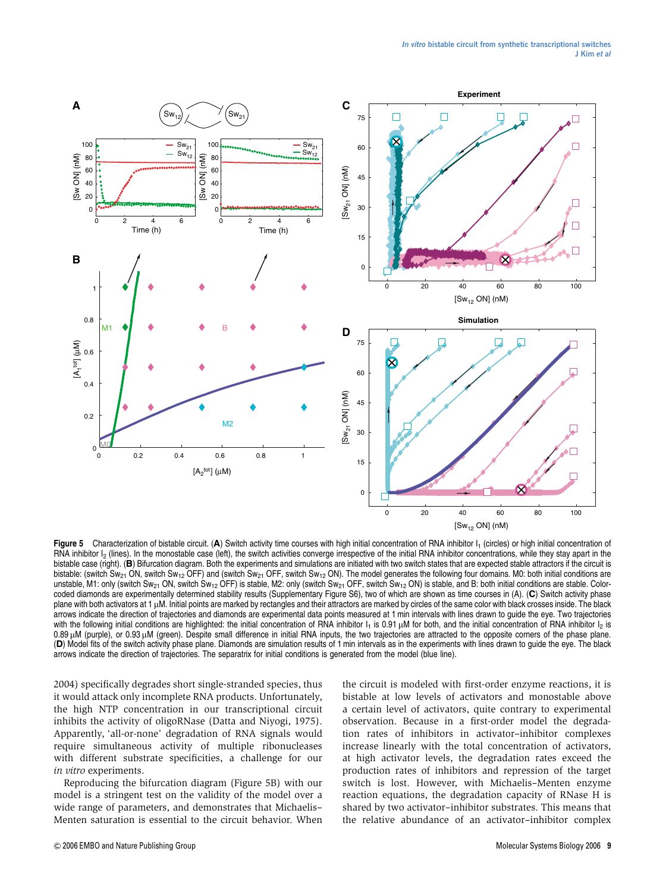**Figure 5** Characterization of bistable circuit. (**A**) Switch activity time courses with high initial concentration of RNA inhibitor $I_1$ (circles) or high initial concentration of RNA inhibitor $I_2$ (lines). In the monostable case (left), the switch activities converge irrespective of the initial RNA inhibitor concentrations, while they stay apart in the bistable case (right). (**B**) Bifurcation diagram. Both the experiments and simulations are initiated with two switch states that are expected stable attractors if the circuit is bistable: (switch $Sw_{21}$ ON, switch $Sw_{12}$ OFF) and (switch $Sw_{21}$ OFF, switch $Sw_{12}$ ON). The model generates the following four domains. M0: both initial conditions are unstable, M1: only (switch $Sw_{21}$ ON, switch $Sw_{12}$ OFF) is stable, M2: only (switch $Sw_{21}$ OFF, switch $Sw_{12}$ ON) is stable, and B: both initial conditions are stable. Color-coded diamonds are experimentally determined stability results (Supplementary Figure S6), two of which are shown as time courses in (A). (**C**) Switch activity phase plane with both activators at 1 µM. Initial points are marked by rectangles and their attractors are marked by circles of the same color with black crosses inside. The black arrows indicate the direction of trajectories and diamonds are experimental data points measured at 1 min intervals with lines drawn to guide the eye. Two trajectories with the following initial conditions are highlighted: the initial concentration of RNA inhibitor $I_1$ is 0.91 µM for both, and the initial concentration of RNA inhibitor $I_2$ is 0.89 µM (purple), or 0.93 µM (green). Despite small difference in initial RNA inputs, the two trajectories are attracted to the opposite corners of the phase plane. (**D**) Model fits of the switch activity phase plane. Diamonds are simulation results of 1 min intervals as in the experiments with lines drawn to guide the eye. The black arrows indicate the direction of trajectories. The separatrix for initial conditions is generated from the model (blue line).

2004) specifically degrades short single-stranded species, thus it would attack only incomplete RNA products. Unfortunately, the high NTP concentration in our transcriptional circuit inhibits the activity of oligoRNase (Datta and Niyogi, 1975). Apparently, 'all-or-none' degradation of RNA signals would require simultaneous activity of multiple ribonucleases with different substrate specificities, a challenge for our *in vitro* experiments.

Reproducing the bifurcation diagram (Figure 5B) with our model is a stringent test on the validity of the model over a wide range of parameters, and demonstrates that Michaelis–Menten saturation is essential to the circuit behavior. When the circuit is modeled with first-order enzyme reactions, it is bistable at low levels of activators and monostable above a certain level of activators, quite contrary to experimental observation. Because in a first-order model the degradation rates of inhibitors in activator–inhibitor complexes increase linearly with the total concentration of activators, at high activator levels, the degradation rates exceed the production rates of inhibitors and repression of the target switch is lost. However, with Michaelis–Menten enzyme reaction equations, the degradation capacity of RNase H is shared by two activator–inhibitor substrates. This means that the relative abundance of an activator–inhibitor complex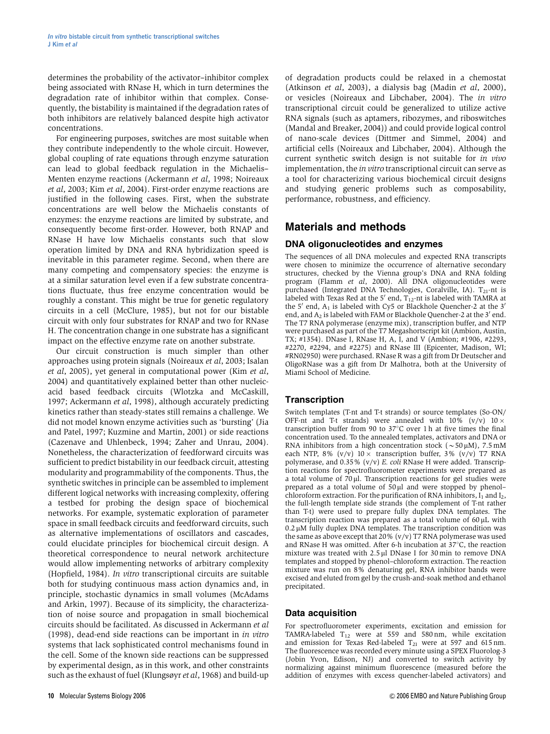determines the probability of the activator–inhibitor complex being associated with RNase H, which in turn determines the degradation rate of inhibitor within that complex. Consequently, the bistability is maintained if the degradation rates of both inhibitors are relatively balanced despite high activator concentrations.

For engineering purposes, switches are most suitable when they contribute independently to the whole circuit. However, global coupling of rate equations through enzyme saturation can lead to global feedback regulation in the Michaelis–Menten enzyme reactions (Ackermann *et al*, 1998; Noireaux *et al*, 2003; Kim *et al*, 2004). First-order enzyme reactions are justified in the following cases. First, when the substrate concentrations are well below the Michaelis constants of enzymes: the enzyme reactions are limited by substrate, and consequently become first-order. However, both RNAP and RNase H have low Michaelis constants such that slow operation limited by DNA and RNA hybridization speed is inevitable in this parameter regime. Second, when there are many competing and compensatory species: the enzyme is at a similar saturation level even if a few substrate concentrations fluctuate, thus free enzyme concentration would be roughly a constant. This might be true for genetic regulatory circuits in a cell (McClure, 1985), but not for our bistable circuit with only four substrates for RNAP and two for RNase H. The concentration change in one substrate has a significant impact on the effective enzyme rate on another substrate.

Our circuit construction is much simpler than other approaches using protein signals (Noireaux *et al*, 2003; Isalan *et al*, 2005), yet general in computational power (Kim *et al*, 2004) and quantitatively explained better than other nucleic-acid based feedback circuits (Wlotzka and McCaskill, 1997; Ackermann *et al*, 1998), although accurately predicting kinetics rather than steady-states still remains a challenge. We did not model known enzyme activities such as 'bursting' (Jia and Patel, 1997; Kuzmine and Martin, 2001) or side reactions (Cazenave and Uhlenbeck, 1994; Zaher and Unrau, 2004). Nonetheless, the characterization of feedforward circuits was sufficient to predict bistability in our feedback circuit, attesting modularity and programmability of the components. Thus, the synthetic switches in principle can be assembled to implement different logical networks with increasing complexity, offering a testbed for probing the design space of biochemical networks. For example, systematic exploration of parameter space in small feedback circuits and feedforward circuits, such as alternative implementations of oscillators and cascades, could elucidate principles for biochemical circuit design. A theoretical correspondence to neural network architecture would allow implementing networks of arbitrary complexity (Hopfield, 1984). *In vitro* transcriptional circuits are suitable both for studying continuous mass action dynamics and, in principle, stochastic dynamics in small volumes (McAdams and Arkin, 1997). Because of its simplicity, the characterization of noise source and propagation in small biochemical circuits should be facilitated. As discussed in Ackermann *et al* (1998), dead-end side reactions can be important in *in vitro* systems that lack sophisticated control mechanisms found in the cell. Some of the known side reactions can be suppressed by experimental design, as in this work, and other constraints such as the exhaust of fuel (Klungsøyr *et al*, 1968) and build-up of degradation products could be relaxed in a chemostat (Atkinson *et al*, 2003), a dialysis bag (Madin *et al*, 2000), or vesicles (Noireaux and Libchaber, 2004). The *in vitro* transcriptional circuit could be generalized to utilize active RNA signals (such as aptamers, ribozymes, and riboswitches (Mandal and Breaker, 2004)) and could provide logical control of nano-scale devices (Dittmer and Simmel, 2004) and artificial cells (Noireaux and Libchaber, 2004). Although the current synthetic switch design is not suitable for *in vivo* implementation, the *in vitro* transcriptional circuit can serve as a tool for characterizing various biochemical circuit designs and studying generic problems such as composability, performance, robustness, and efficiency.

## Materials and methods

### DNA oligonucleotides and enzymes

The sequences of all DNA molecules and expected RNA transcripts were chosen to minimize the occurrence of alternative secondary structures, checked by the Vienna group's DNA and RNA folding program (Flamm *et al*, 2000). All DNA oligonucleotides were purchased (Integrated DNA Technologies, Coralville, IA). $T_{21}$-nt is labeled with Texas Red at the 5′ end, $T_{12}$-nt is labeled with TAMRA at the 5′ end, $A_1$ is labeled with Cy5 or Blackhole Quencher-2 at the 3′ end, and $A_2$ is labeled with FAM or Blackhole Quencher-2 at the 3′ end. The T7 RNA polymerase (enzyme mix), transcription buffer, and NTP were purchased as part of the T7 Megashortscript kit (Ambion, Austin, TX; #1354). DNase I, RNase H, A, I, and V (Ambion; #1906, #2293, #2270, #2294, and #2275) and RNase III (Epicenter, Madison, WI; #RN02950) were purchased. RNase R was a gift from Dr Deutscher and OligoRNase was a gift from Dr Malhotra, both at the University of Miami School of Medicine.

### Transcription

Switch templates (T-nt and T-t strands) or source templates (So-ON/OFF-nt and T-t strands) were annealed with 10% (v/v) 10× transcription buffer from 90 to 37°C over 1 h at five times the final concentration used. To the annealed templates, activators and DNA or RNA inhibitors from a high concentration stock (~50 μM), 7.5 mM each NTP, 8% (v/v) 10× transcription buffer, 3% (v/v) T7 RNA polymerase, and 0.35% (v/v) *E. coli* RNase H were added. Transcription reactions for spectrofluorometer experiments were prepared as a total volume of 70 μl. Transcription reactions for gel studies were prepared as a total volume of 50 μl and were stopped by phenol–chloroform extraction. For the purification of RNA inhibitors, $I_1$ and $I_2$, the full-length template side strands (the complement of T-nt rather than T-t) were used to prepare fully duplex DNA templates. The transcription reaction was prepared as a total volume of 60 μL with 0.2 μM fully duplex DNA templates. The transcription condition was the same as above except that 20% (v/v) T7 RNA polymerase was used and RNase H was omitted. After 6-h incubation at 37°C, the reaction mixture was treated with 2.5 μl DNase I for 30 min to remove DNA templates and stopped by phenol–chloroform extraction. The reaction mixture was run on 8% denaturing gel, RNA inhibitor bands were excised and eluted from gel by the crush-and-soak method and ethanol precipitated.

### Data acquisition

For spectrofluorometer experiments, excitation and emission for TAMRA-labeled $T_{12}$ were at 559 and 580 nm, while excitation and emission for Texas Red-labeled $T_{21}$ were at 597 and 615 nm. The fluorescence was recorded every minute using a SPEX Fluorolog-3 (Jobin Yvon, Edison, NJ) and converted to switch activity by normalizing against minimum fluorescence (measured before the addition of enzymes with excess quencher-labeled activators) and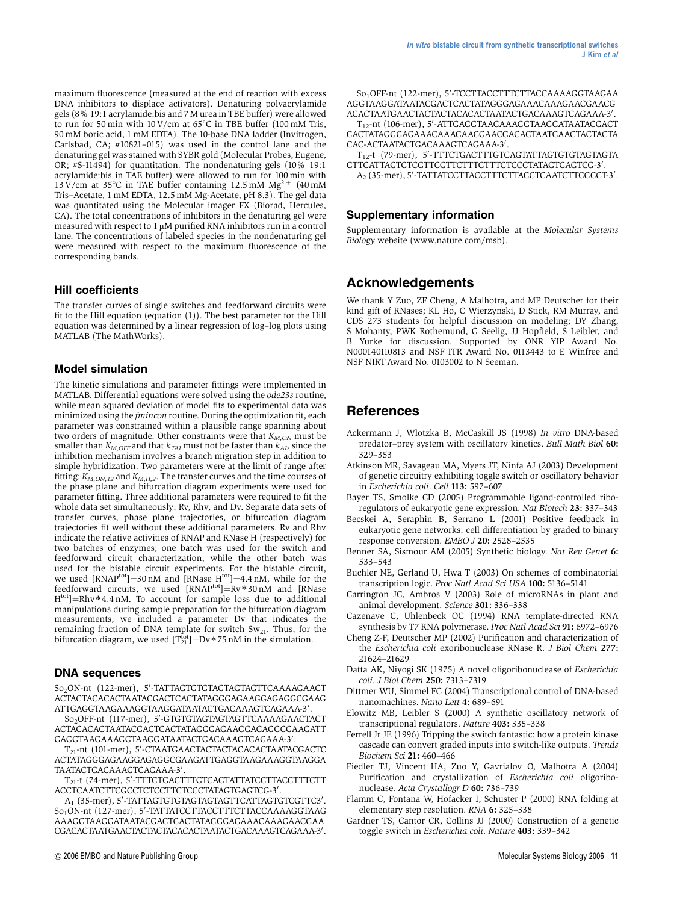maximum fluorescence (measured at the end of reaction with excess DNA inhibitors to displace activators). Denaturing polyacrylamide gels (8% 19:1 acrylamide:bis and 7 M urea in TBE buffer) were allowed to run for 50 min with 10 V/cm at 65°C in TBE buffer (100 mM Tris, 90 mM boric acid, 1 mM EDTA). The 10-base DNA ladder (Invitrogen, Carlsbad, CA; #10821–015) was used in the control lane and the denaturing gel was stained with SYBR gold (Molecular Probes, Eugene, OR; #S-11494) for quantitation. The nondenaturing gels (10% 19:1 acrylamide:bis in TAE buffer) were allowed to run for 100 min with 13 V/cm at 35°C in TAE buffer containing 12.5 mM $Mg^{2+}$ (40 mM Tris–Acetate, 1 mM EDTA, 12.5 mM Mg-Acetate, pH 8.3). The gel data was quantitated using the Molecular imager FX (Biorad, Hercules, CA). The total concentrations of inhibitors in the denaturing gel were measured with respect to 1 μM purified RNA inhibitors run in a control lane. The concentrations of labeled species in the nondenaturing gel were measured with respect to the maximum fluorescence of the corresponding bands.

## Hill coefficients

The transfer curves of single switches and feedforward circuits were fit to the Hill equation (equation (1)). The best parameter for the Hill equation was determined by a linear regression of log–log plots using MATLAB (The MathWorks).

## Model simulation

The kinetic simulations and parameter fittings were implemented in MATLAB. Differential equations were solved using the *ode23s* routine, while mean squared deviation of model fits to experimental data was minimized using the *fmincon* routine. During the optimization fit, each parameter was constrained within a plausible range spanning about two orders of magnitude. Other constraints were that $K_{M,ON}$ must be smaller than $K_{M,OFF}$ and that $k_{TAI}$ must not be faster than $k_{AI}$, since the inhibition mechanism involves a branch migration step in addition to simple hybridization. Two parameters were at the limit of range after fitting: $K_{M,ON,12}$ and $K_{M,H,2}$. The transfer curves and the time courses of the phase plane and bifurcation diagram experiments were used for parameter fitting. Three additional parameters were required to fit the whole data set simultaneously: Rv, Rhv, and Dv. Separate data sets of transfer curves, phase plane trajectories, or bifurcation diagram trajectories fit well without these additional parameters. Rv and Rhv indicate the relative activities of RNAP and RNase H (respectively) for two batches of enzymes; one batch was used for the switch and feedforward circuit characterization, while the other batch was used for the bistable circuit experiments. For the bistable circuit, we used $[RNAP^{tot}]=30$ nM and $[RNase\ H^{tot}]=4.4$ nM, while for the feedforward circuits, we used $[RNAP^{tot}]=Rv*30$ nM and $[RNase\ H^{tot}]=Rhv*4.4$ nM. To account for sample loss due to additional manipulations during sample preparation for the bifurcation diagram measurements, we included a parameter Dv that indicates the remaining fraction of DNA template for switch $Sw_{21}$. Thus, for the bifurcation diagram, we used $[T_{21}^{tot}]=Dv*75$ nM in the simulation.

## DNA sequences

$So_2$ON-nt (122-mer), 5′-TATTAGTGTGTAGTAGTAGTTCAAAAGAACTACTACTACACACTAATACGACTCACTATAGGGAGAAGGAGAGGCGAAGATTGAGGTAAGAAAGGTAAGGATAATACTGACAAAGTCAGAAA-3′.

$So_2$OFF-nt (117-mer), 5′-GTGTGTAGTAGTAGTTCAAAAGAACTACTACTACACACTAATACGACTCACTATAGGGAGAAGGAGAGGCGAAGATTGAGGTAAGAAAGGTAAGGATAATACTGACAAAGTCAGAAA-3′.

$T_{21}$-nt (101-mer), 5′-CTAATGAACTACTACTACACACTAATACGACTCACTATAGGGAGAAGGAGAGGCGAAGATTGAGGTAAGAAAGGTAAGGATAATACTGACAAAGTCAGAAA-3′.

$T_{21}$-t (74-mer), 5′-TTTCTGACTTTGTCAGTATTATCCTTACCTTTCTTACCTCAATCTTCGCCTCTCCTTCTCCCTATAGTGAGTCG-3′.

$A_1$ (35-mer), 5′-TATTAGTGTGTAGTAGTAGTTCATTAGTGTCGTTC3′.

$So_1$ON-nt (127-mer), 5′-TATTATCCTTACCTTTCTTACCAAAAGGTAAGAAAGGTAAGGATAATACGACTCACTATAGGGAGAAACAAAGAACGAACGACACTAATGAACTACTACTACACACTAATACTGACAAAGTCAGAAA-3′.

$So_1$OFF-nt (122-mer), 5′-TCCTTACCTTTCTTACCAAAAGGTAAGAAAGGTAAGGATAATACGACTCACTATAGGGAGAAACAAAGAACGAACGACACTAATGAACTACTACTACACACTAATACTGACAAAGTCAGAAA-3′.

$T_{12}$-nt (106-mer), 5′-ATTGAGGTAAGAAAGGTAAGGATAATACGACTCACTATAGGGAGAAACAAAGAACGAACGACACTAATGAACTACTACTACAC-ACTAATACTGACAAAGTCAGAAA-3′.

$T_{12}$-t (79-mer), 5′-TTTCTGACTTTGTCAGTATTAGTGTGTAGTAGTAGTTCATTAGTGTCGTTCGTTCTTTGTTTCTCCCTATAGTGAGTCG-3′.

$A_2$ (35-mer), 5′-TATTATCCTTACCTTTCTTACCTCAATCTTCGCCT-3′.

## Supplementary information

Supplementary information is available at the *Molecular Systems Biology* website (www.nature.com/msb).

## Acknowledgements

We thank Y Zuo, ZF Cheng, A Malhotra, and MP Deutscher for their kind gift of RNases; KL Ho, C Wierzynski, D Stick, RM Murray, and CDS 273 students for helpful discussion on modeling; DY Zhang, S Mohanty, PWK Rothemund, G Seelig, JJ Hopfield, S Leibler, and B Yurke for discussion. Supported by ONR YIP Award No. N000140110813 and NSF ITR Award No. 0113443 to E Winfree and NSF NIRT Award No. 0103002 to N Seeman.

## References

Ackermann J, Wlotzka B, McCaskill JS (1998) *In vitro* DNA-based predator–prey system with oscillatory kinetics. *Bull Math Biol* **60:** 329–353

Atkinson MR, Savageau MA, Myers JT, Ninfa AJ (2003) Development of genetic circuitry exhibiting toggle switch or oscillatory behavior in *Escherichia coli*. *Cell* **113:** 597–607

Bayer TS, Smolke CD (2005) Programmable ligand-controlled riboregulators of eukaryotic gene expression. *Nat Biotech* **23:** 337–343

Becskei A, Seraphin B, Serrano L (2001) Positive feedback in eukaryotic gene networks: cell differentiation by graded to binary response conversion. *EMBO J* **20:** 2528–2535

Benner SA, Sismour AM (2005) Synthetic biology. *Nat Rev Genet* **6:** 533–543

Buchler NE, Gerland U, Hwa T (2003) On schemes of combinatorial transcription logic. *Proc Natl Acad Sci USA* **100:** 5136–5141

Carrington JC, Ambros V (2003) Role of microRNAs in plant and animal development. *Science* **301:** 336–338

Cazenave C, Uhlenbeck OC (1994) RNA template-directed RNA synthesis by T7 RNA polymerase. *Proc Natl Acad Sci* **91:** 6972–6976

Cheng Z-F, Deutscher MP (2002) Purification and characterization of the *Escherichia coli* exoribonuclease RNase R. *J Biol Chem* **277:** 21624–21629

Datta AK, Niyogi SK (1975) A novel oligoribonuclease of *Escherichia coli*. *J Biol Chem* **250:** 7313–7319

Dittmer WU, Simmel FC (2004) Transcriptional control of DNA-based nanomachines. *Nano Lett* **4:** 689–691

Elowitz MB, Leibler S (2000) A synthetic oscillatory network of transcriptional regulators. *Nature* **403:** 335–338

Ferrell Jr JE (1996) Tripping the switch fantastic: how a protein kinase cascade can convert graded inputs into switch-like outputs. *Trends Biochem Sci* **21:** 460–466

Fiedler TJ, Vincent HA, Zuo Y, Gavrialov O, Malhotra A (2004) Purification and crystallization of *Escherichia coli* oligoribonuclease. *Acta Crystallogr D* **60:** 736–739

Flamm C, Fontana W, Hofacker I, Schuster P (2000) RNA folding at elementary step resolution. *RNA* **6:** 325–338

Gardner TS, Cantor CR, Collins JJ (2000) Construction of a genetic toggle switch in *Escherichia coli*. *Nature* **403:** 339–342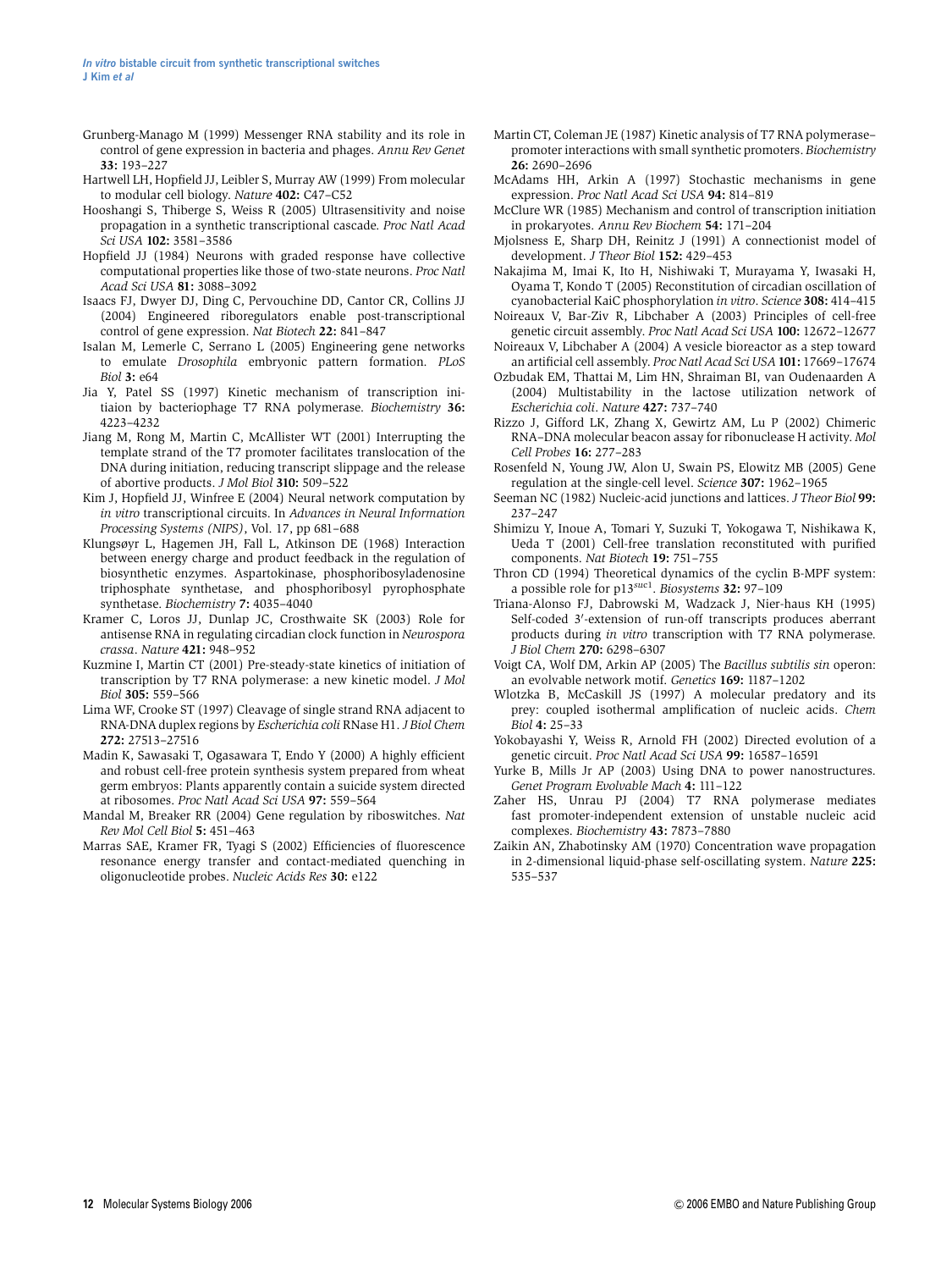Grunberg-Manago M (1999) Messenger RNA stability and its role in control of gene expression in bacteria and phages. *Annu Rev Genet* **33:** 193–227

Hartwell LH, Hopfield JJ, Leibler S, Murray AW (1999) From molecular to modular cell biology. *Nature* **402:** C47–C52

Hooshangi S, Thiberge S, Weiss R (2005) Ultrasensitivity and noise propagation in a synthetic transcriptional cascade. *Proc Natl Acad Sci USA* **102:** 3581–3586

Hopfield JJ (1984) Neurons with graded response have collective computational properties like those of two-state neurons. *Proc Natl Acad Sci USA* **81:** 3088–3092

Isaacs FJ, Dwyer DJ, Ding C, Pervouchine DD, Cantor CR, Collins JJ (2004) Engineered riboregulators enable post-transcriptional control of gene expression. *Nat Biotech* **22:** 841–847

Isalan M, Lemerle C, Serrano L (2005) Engineering gene networks to emulate *Drosophila* embryonic pattern formation. *PLoS Biol* **3:** e64

Jia Y, Patel SS (1997) Kinetic mechanism of transcription initiaion by bacteriophage T7 RNA polymerase. *Biochemistry* **36:** 4223–4232

Jiang M, Rong M, Martin C, McAllister WT (2001) Interrupting the template strand of the T7 promoter facilitates translocation of the DNA during initiation, reducing transcript slippage and the release of abortive products. *J Mol Biol* **310:** 509–522

Kim J, Hopfield JJ, Winfree E (2004) Neural network computation by *in vitro* transcriptional circuits. In *Advances in Neural Information Processing Systems (NIPS)*, Vol. 17, pp 681–688

Klungsøyr L, Hagemen JH, Fall L, Atkinson DE (1968) Interaction between energy charge and product feedback in the regulation of biosynthetic enzymes. Aspartokinase, phosphoribosyladenosine triphosphate synthetase, and phosphoribosyl pyrophosphate synthetase. *Biochemistry* **7:** 4035–4040

Kramer C, Loros JJ, Dunlap JC, Crosthwaite SK (2003) Role for antisense RNA in regulating circadian clock function in *Neurospora crassa*. *Nature* **421:** 948–952

Kuzmine I, Martin CT (2001) Pre-steady-state kinetics of initiation of transcription by T7 RNA polymerase: a new kinetic model. *J Mol Biol* **305:** 559–566

Lima WF, Crooke ST (1997) Cleavage of single strand RNA adjacent to RNA-DNA duplex regions by *Escherichia coli* RNase H1. *J Biol Chem* **272:** 27513–27516

Madin K, Sawasaki T, Ogasawara T, Endo Y (2000) A highly efficient and robust cell-free protein synthesis system prepared from wheat germ embryos: Plants apparently contain a suicide system directed at ribosomes. *Proc Natl Acad Sci USA* **97:** 559–564

Mandal M, Breaker RR (2004) Gene regulation by riboswitches. *Nat Rev Mol Cell Biol* **5:** 451–463

Marras SAE, Kramer FR, Tyagi S (2002) Efficiencies of fluorescence resonance energy transfer and contact-mediated quenching in oligonucleotide probes. *Nucleic Acids Res* **30:** e122

Martin CT, Coleman JE (1987) Kinetic analysis of T7 RNA polymerase–promoter interactions with small synthetic promoters. *Biochemistry* **26:** 2690–2696

McAdams HH, Arkin A (1997) Stochastic mechanisms in gene expression. *Proc Natl Acad Sci USA* **94:** 814–819

McClure WR (1985) Mechanism and control of transcription initiation in prokaryotes. *Annu Rev Biochem* **54:** 171–204

Mjolsness E, Sharp DH, Reinitz J (1991) A connectionist model of development. *J Theor Biol* **152:** 429–453

Nakajima M, Imai K, Ito H, Nishiwaki T, Murayama Y, Iwasaki H, Oyama T, Kondo T (2005) Reconstitution of circadian oscillation of cyanobacterial KaiC phosphorylation *in vitro*. *Science* **308:** 414–415

Noireaux V, Bar-Ziv R, Libchaber A (2003) Principles of cell-free genetic circuit assembly. *Proc Natl Acad Sci USA* **100:** 12672–12677

Noireaux V, Libchaber A (2004) A vesicle bioreactor as a step toward an artificial cell assembly. *Proc Natl Acad Sci USA* **101:** 17669–17674

Ozbudak EM, Thattai M, Lim HN, Shraiman BI, van Oudenaarden A (2004) Multistability in the lactose utilization network of *Escherichia coli*. *Nature* **427:** 737–740

Rizzo J, Gifford LK, Zhang X, Gewirtz AM, Lu P (2002) Chimeric RNA–DNA molecular beacon assay for ribonuclease H activity. *Mol Cell Probes* **16:** 277–283

Rosenfeld N, Young JW, Alon U, Swain PS, Elowitz MB (2005) Gene regulation at the single-cell level. *Science* **307:** 1962–1965

Seeman NC (1982) Nucleic-acid junctions and lattices. *J Theor Biol* **99:** 237–247

Shimizu Y, Inoue A, Tomari Y, Suzuki T, Yokogawa T, Nishikawa K, Ueda T (2001) Cell-free translation reconstituted with purified components. *Nat Biotech* **19:** 751–755

Thron CD (1994) Theoretical dynamics of the cyclin B-MPF system: a possible role for p13$^{suc1}$. *Biosystems* **32:** 97–109

Triana-Alonso FJ, Dabrowski M, Wadzack J, Nier-haus KH (1995) Self-coded 3′-extension of run-off transcripts produces aberrant products during *in vitro* transcription with T7 RNA polymerase. *J Biol Chem* **270:** 6298–6307

Voigt CA, Wolf DM, Arkin AP (2005) The *Bacillus subtilis sin* operon: an evolvable network motif. *Genetics* **169:** 1187–1202

Wlotzka B, McCaskill JS (1997) A molecular predatory and its prey: coupled isothermal amplification of nucleic acids. *Chem Biol* **4:** 25–33

Yokobayashi Y, Weiss R, Arnold FH (2002) Directed evolution of a genetic circuit. *Proc Natl Acad Sci USA* **99:** 16587–16591

Yurke B, Mills Jr AP (2003) Using DNA to power nanostructures. *Genet Program Evolvable Mach* **4:** 111–122

Zaher HS, Unrau PJ (2004) T7 RNA polymerase mediates fast promoter-independent extension of unstable nucleic acid complexes. *Biochemistry* **43:** 7873–7880

Zaikin AN, Zhabotinsky AM (1970) Concentration wave propagation in 2-dimensional liquid-phase self-oscillating system. *Nature* **225:** 535–537